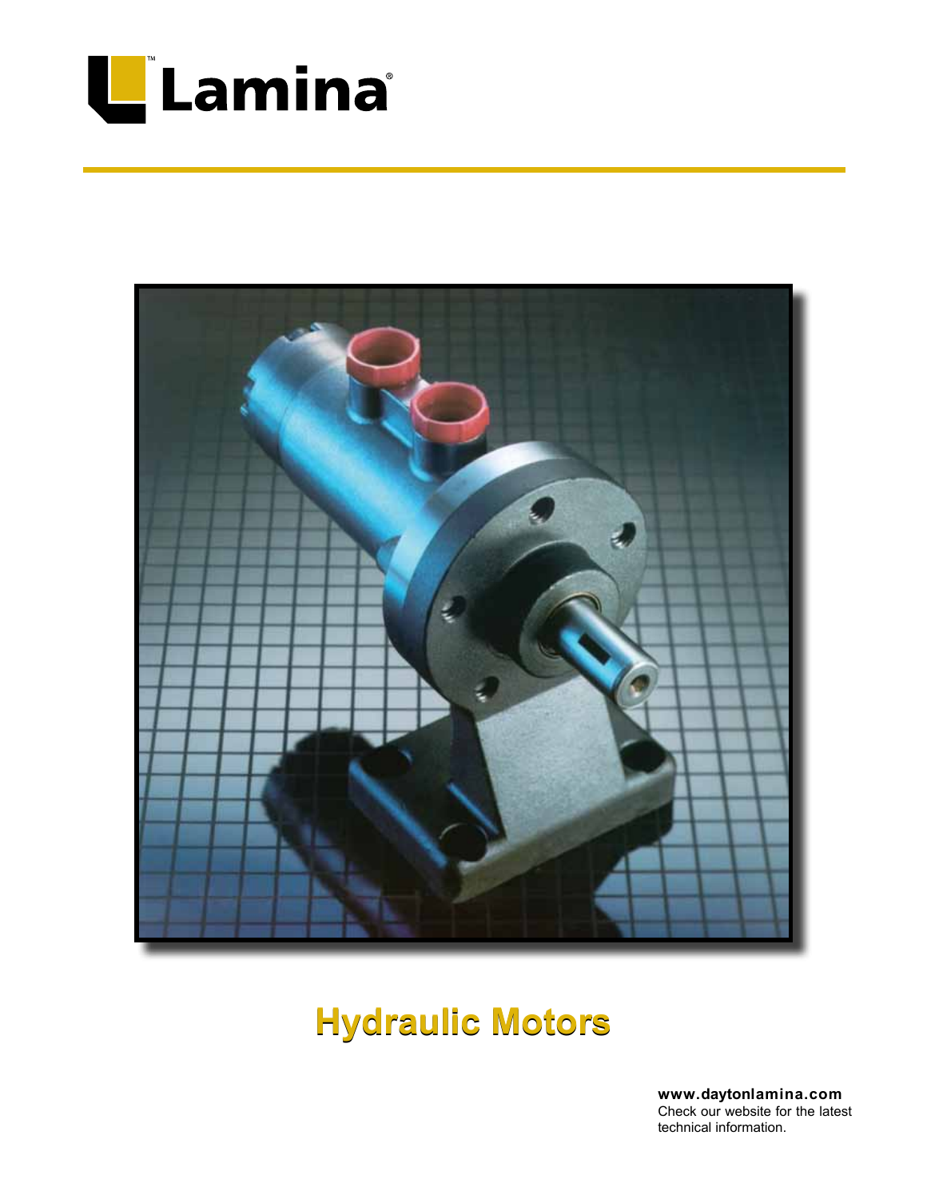# Lamina

# Hydraulic Motors

**www.daytonlamina.com**
Check our website for the latest technical information.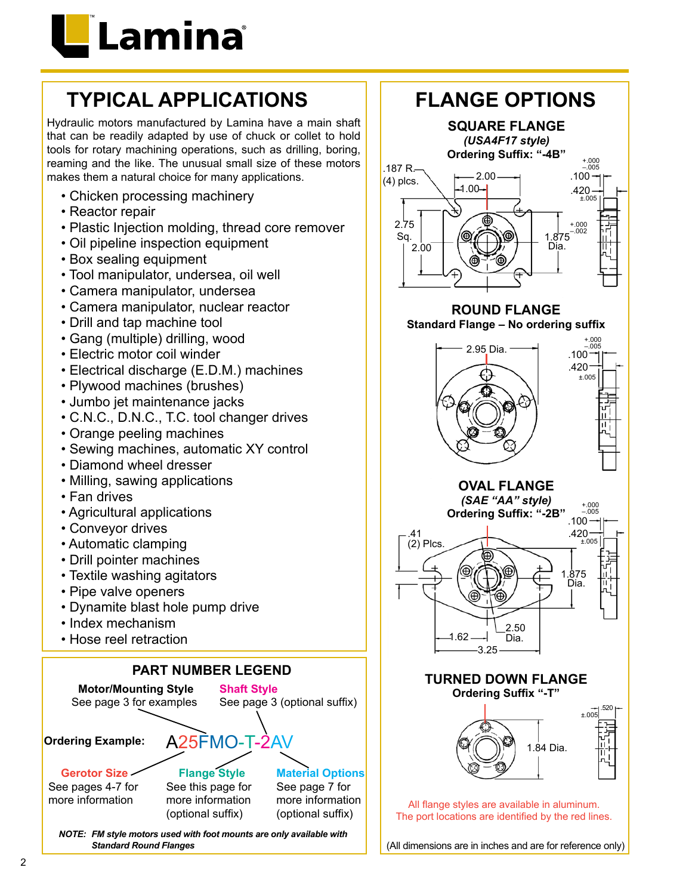# Lamina

## TYPICAL APPLICATIONS

Hydraulic motors manufactured by Lamina have a main shaft that can be readily adapted by use of chuck or collet to hold tools for rotary machining operations, such as drilling, boring, reaming and the like. The unusual small size of these motors makes them a natural choice for many applications.

- Chicken processing machinery
- Reactor repair
- Plastic Injection molding, thread core remover
- Oil pipeline inspection equipment
- Box sealing equipment
- Tool manipulator, undersea, oil well
- Camera manipulator, undersea
- Camera manipulator, nuclear reactor
- Drill and tap machine tool
- Gang (multiple) drilling, wood
- Electric motor coil winder
- Electrical discharge (E.D.M.) machines
- Plywood machines (brushes)
- Jumbo jet maintenance jacks
- C.N.C., D.N.C., T.C. tool changer drives
- Orange peeling machines
- Sewing machines, automatic XY control
- Diamond wheel dresser
- Milling, sawing applications
- Fan drives
- Agricultural applications
- Conveyor drives
- Automatic clamping
- Drill pointer machines
- Textile washing agitators
- Pipe valve openers
- Dynamite blast hole pump drive
- Index mechanism
- Hose reel retraction

## PART NUMBER LEGEND

**Motor/Mounting Style** — See page 3 for examples

**Shaft Style** — See page 3 (optional suffix)

**Ordering Example:** A25FMO-T-2AV

**Gerotor Size** — See pages 4-7 for more information

**Flange Style** — See this page for more information (optional suffix)

**Material Options** — See page 7 for more information (optional suffix)

***NOTE: FM style motors used with foot mounts are only available with Standard Round Flanges***

## FLANGE OPTIONS

### SQUARE FLANGE

***(USA4F17 style)***

**Ordering Suffix: "-4B"**

.187 R. (4) plcs. 2.00; 1.00; 2.75 Sq.; 2.00; 1.875 Dia. (+.000 / −.002); .100 (+.000 / −.005); .420 ±.005

### ROUND FLANGE

**Standard Flange – No ordering suffix**

2.95 Dia.; .100 (+.000 / −.005); .420 ±.005

### OVAL FLANGE

***(SAE "AA" style)***

**Ordering Suffix: "-2B"**

.41 (2) Plcs.; 1.875 Dia.; 1.62; 2.50 Dia.; 3.25; .100 (+.000 / −.005); .420 ±.005

### TURNED DOWN FLANGE

**Ordering Suffix "-T"**

1.84 Dia.; .520 ±.005

All flange styles are available in aluminum.
The port locations are identified by the red lines.

(All dimensions are in inches and are for reference only)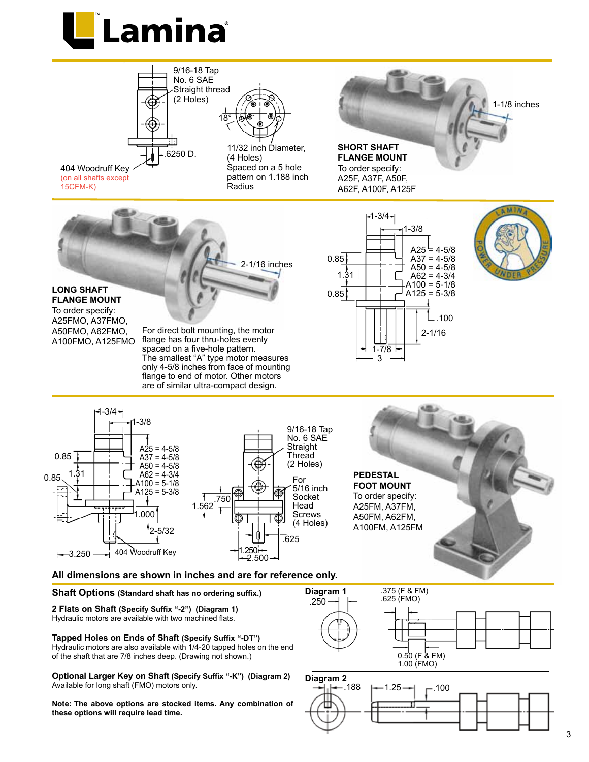# Lamina

9/16-18 Tap
No. 6 SAE
Straight thread
(2 Holes)

18°

.6250 D.

404 Woodruff Key
(on all shafts except 15CFM-K)

11/32 inch Diameter, (4 Holes)
Spaced on a 5 hole pattern on 1.188 inch Radius

1-1/8 inches

**SHORT SHAFT FLANGE MOUNT**
To order specify:
A25F, A37F, A50F, A62F, A100F, A125F

2-1/16 inches

**LONG SHAFT FLANGE MOUNT**
To order specify:
A25FMO, A37FMO, A50FMO, A62FMO, A100FMO, A125FMO

For direct bolt mounting, the motor flange has four thru-holes evenly spaced on a five-hole pattern. The smallest "A" type motor measures only 4-5/8 inches from face of mounting flange to end of motor. Other motors are of similar ultra-compact design.

1-3/4
1-3/8
0.85
1.31
0.85
A25 = 4-5/8
A37 = 4-5/8
A50 = 4-5/8
A62 = 4-3/4
A100 = 5-1/8
A125 = 5-3/8
.100
2-1/16
1-7/8
3

LAMINA POWER UNDER PRESSURE

1-3/4
1-3/8
0.85
1.31
0.85
A25 = 4-5/8
A37 = 4-5/8
A50 = 4-5/8
A62 = 4-3/4
A100 = 5-1/8
A125 = 5-3/8
1.000
2-5/32
3.250
404 Woodruff Key

9/16-18 Tap
No. 6 SAE
Straight Thread
(2 Holes)

For 5/16 inch Socket Head Screws (4 Holes)

.750
1.562
.625
1.250
2.500

**PEDESTAL FOOT MOUNT**
To order specify:
A25FM, A37FM, A50FM, A62FM, A100FM, A125FM

**All dimensions are shown in inches and are for reference only.**

**Shaft Options (Standard shaft has no ordering suffix.)**

**2 Flats on Shaft (Specify Suffix "-2") (Diagram 1)**
Hydraulic motors are available with two machined flats.

**Tapped Holes on Ends of Shaft (Specify Suffix "-DT")**
Hydraulic motors are also available with 1/4-20 tapped holes on the end of the shaft that are 7/8 inches deep. (Drawing not shown.)

**Optional Larger Key on Shaft (Specify Suffix "-K") (Diagram 2)**
Available for long shaft (FMO) motors only.

**Note: The above options are stocked items. Any combination of these options will require lead time.**

**Diagram 1**
.250
.375 (F & FM)
.625 (FMO)
0.50 (F & FM)
1.00 (FMO)

**Diagram 2**
.188
1.25
.100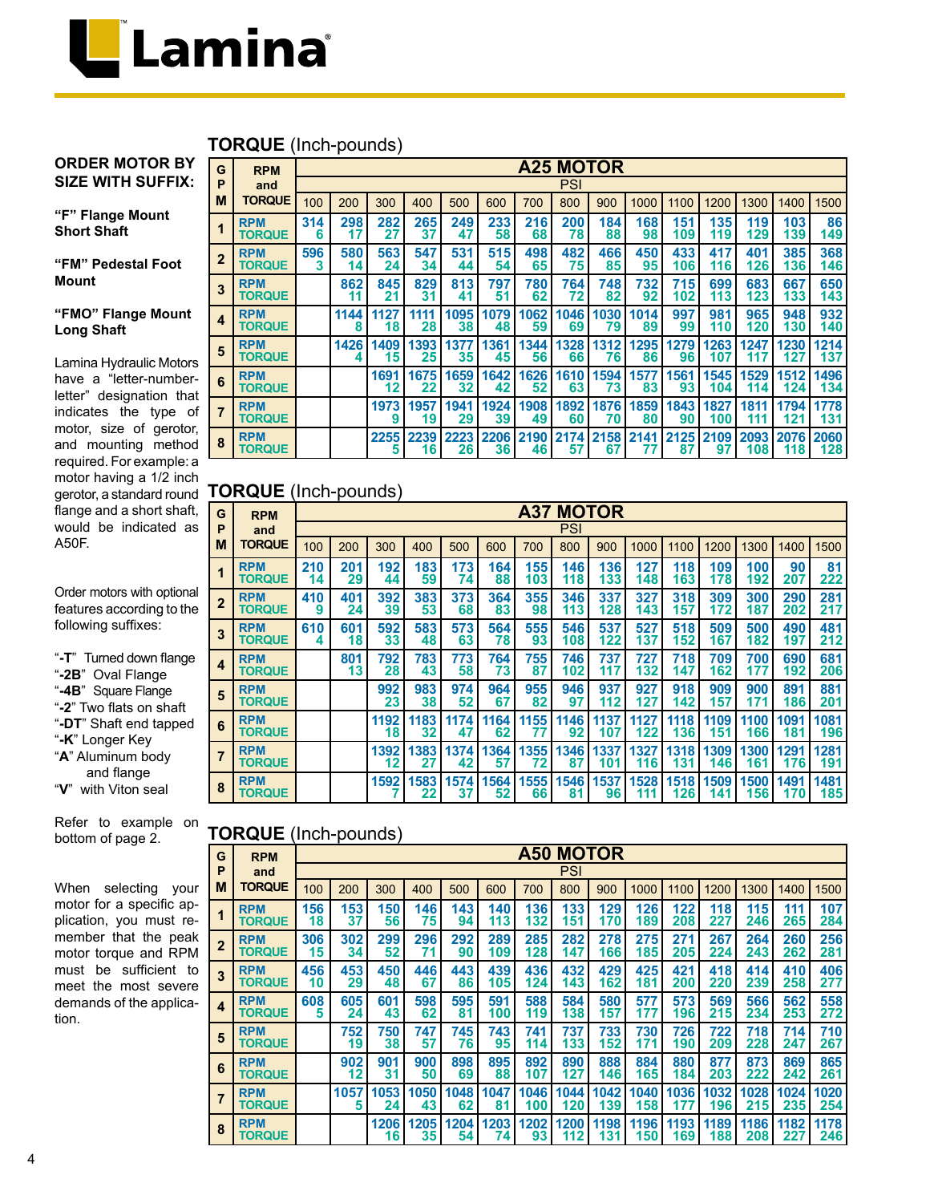# Lamina

**ORDER MOTOR BY SIZE WITH SUFFIX:**

**"F" Flange Mount Short Shaft**

**"FM" Pedestal Foot Mount**

**"FMO" Flange Mount Long Shaft**

Lamina Hydraulic Motors have a "letter-number-letter" designation that indicates the type of motor, size of gerotor, and mounting method required. For example: a motor having a 1/2 inch gerotor, a standard round flange and a short shaft, would be indicated as A50F.

Order motors with optional features according to the following suffixes:

"**-T**" Turned down flange
"**-2B**" Oval Flange
"**-4B**" Square Flange
"**-2**" Two flats on shaft
"**-DT**" Shaft end tapped
"**-K**" Longer Key
"**A**" Aluminum body and flange
"**V**" with Viton seal

Refer to example on bottom of page 2.

When selecting your motor for a specific application, you must remember that the peak motor torque and RPM must be sufficient to meet the most severe demands of the application.

## TORQUE (Inch-pounds)

| GPM | RPM and TORQUE | A25 MOTOR PSI 100 | 200 | 300 | 400 | 500 | 600 | 700 | 800 | 900 | 1000 | 1100 | 1200 | 1300 | 1400 | 1500 |
|---|---|---|---|---|---|---|---|---|---|---|---|---|---|---|---|---|
| 1 | RPM | 314 | 298 | 282 | 265 | 249 | 233 | 216 | 200 | 184 | 168 | 151 | 135 | 119 | 103 | 86 |
| | TORQUE | 6 | 17 | 27 | 37 | 47 | 58 | 68 | 78 | 88 | 98 | 109 | 119 | 129 | 139 | 149 |
| 2 | RPM | 596 | 580 | 563 | 547 | 531 | 515 | 498 | 482 | 466 | 450 | 433 | 417 | 401 | 385 | 368 |
| | TORQUE | 3 | 14 | 24 | 34 | 44 | 54 | 65 | 75 | 85 | 95 | 106 | 116 | 126 | 136 | 146 |
| 3 | RPM | | 862 | 845 | 829 | 813 | 797 | 780 | 764 | 748 | 732 | 715 | 699 | 683 | 667 | 650 |
| | TORQUE | | 11 | 21 | 31 | 41 | 51 | 62 | 72 | 82 | 92 | 102 | 113 | 123 | 133 | 143 |
| 4 | RPM | | 1144 | 1127 | 1111 | 1095 | 1079 | 1062 | 1046 | 1030 | 1014 | 997 | 981 | 965 | 948 | 932 |
| | TORQUE | | 8 | 18 | 28 | 38 | 48 | 59 | 69 | 79 | 89 | 99 | 110 | 120 | 130 | 140 |
| 5 | RPM | | 1426 | 1409 | 1393 | 1377 | 1361 | 1344 | 1328 | 1312 | 1295 | 1279 | 1263 | 1247 | 1230 | 1214 |
| | TORQUE | | 4 | 15 | 25 | 35 | 45 | 56 | 66 | 76 | 86 | 96 | 107 | 117 | 127 | 137 |
| 6 | RPM | | | 1691 | 1675 | 1659 | 1642 | 1626 | 1610 | 1594 | 1577 | 1561 | 1545 | 1529 | 1512 | 1496 |
| | TORQUE | | | 12 | 22 | 32 | 42 | 52 | 63 | 73 | 83 | 93 | 104 | 114 | 124 | 134 |
| 7 | RPM | | | 1973 | 1957 | 1941 | 1924 | 1908 | 1892 | 1876 | 1859 | 1843 | 1827 | 1811 | 1794 | 1778 |
| | TORQUE | | | 9 | 19 | 29 | 39 | 49 | 60 | 70 | 80 | 90 | 100 | 111 | 121 | 131 |
| 8 | RPM | | | 2255 | 2239 | 2223 | 2206 | 2190 | 2174 | 2158 | 2141 | 2125 | 2109 | 2093 | 2076 | 2060 |
| | TORQUE | | | 5 | 16 | 26 | 36 | 46 | 57 | 67 | 77 | 87 | 97 | 108 | 118 | 128 |

## TORQUE (Inch-pounds)

| GPM | RPM and TORQUE | A37 MOTOR PSI 100 | 200 | 300 | 400 | 500 | 600 | 700 | 800 | 900 | 1000 | 1100 | 1200 | 1300 | 1400 | 1500 |
|---|---|---|---|---|---|---|---|---|---|---|---|---|---|---|---|---|
| 1 | RPM | 210 | 201 | 192 | 183 | 173 | 164 | 155 | 146 | 136 | 127 | 118 | 109 | 100 | 90 | 81 |
| | TORQUE | 14 | 29 | 44 | 59 | 74 | 88 | 103 | 118 | 133 | 148 | 163 | 178 | 192 | 207 | 222 |
| 2 | RPM | 410 | 401 | 392 | 383 | 373 | 364 | 355 | 346 | 337 | 327 | 318 | 309 | 300 | 290 | 281 |
| | TORQUE | 9 | 24 | 39 | 53 | 68 | 83 | 98 | 113 | 128 | 143 | 157 | 172 | 187 | 202 | 217 |
| 3 | RPM | 610 | 601 | 592 | 583 | 573 | 564 | 555 | 546 | 537 | 527 | 518 | 509 | 500 | 490 | 481 |
| | TORQUE | 4 | 18 | 33 | 48 | 63 | 78 | 93 | 108 | 122 | 137 | 152 | 167 | 182 | 197 | 212 |
| 4 | RPM | | 801 | 792 | 783 | 773 | 764 | 755 | 746 | 737 | 727 | 718 | 709 | 700 | 690 | 681 |
| | TORQUE | | 13 | 28 | 43 | 58 | 73 | 87 | 102 | 117 | 132 | 147 | 162 | 177 | 192 | 206 |
| 5 | RPM | | | 992 | 983 | 974 | 964 | 955 | 946 | 937 | 927 | 918 | 909 | 900 | 891 | 881 |
| | TORQUE | | | 23 | 38 | 52 | 67 | 82 | 97 | 112 | 127 | 142 | 157 | 171 | 186 | 201 |
| 6 | RPM | | | 1192 | 1183 | 1174 | 1164 | 1155 | 1146 | 1137 | 1127 | 1118 | 1109 | 1100 | 1091 | 1081 |
| | TORQUE | | | 18 | 32 | 47 | 62 | 77 | 92 | 107 | 122 | 136 | 151 | 166 | 181 | 196 |
| 7 | RPM | | | 1392 | 1383 | 1374 | 1364 | 1355 | 1346 | 1337 | 1327 | 1318 | 1309 | 1300 | 1291 | 1281 |
| | TORQUE | | | 12 | 27 | 42 | 57 | 72 | 87 | 101 | 116 | 131 | 146 | 161 | 176 | 191 |
| 8 | RPM | | | 1592 | 1583 | 1574 | 1564 | 1555 | 1546 | 1537 | 1528 | 1518 | 1509 | 1500 | 1491 | 1481 |
| | TORQUE | | | 7 | 22 | 37 | 52 | 66 | 81 | 96 | 111 | 126 | 141 | 156 | 170 | 185 |

## TORQUE (Inch-pounds)

| GPM | RPM and TORQUE | A50 MOTOR PSI 100 | 200 | 300 | 400 | 500 | 600 | 700 | 800 | 900 | 1000 | 1100 | 1200 | 1300 | 1400 | 1500 |
|---|---|---|---|---|---|---|---|---|---|---|---|---|---|---|---|---|
| 1 | RPM | 156 | 153 | 150 | 146 | 143 | 140 | 136 | 133 | 129 | 126 | 122 | 118 | 115 | 111 | 107 |
| | TORQUE | 18 | 37 | 56 | 75 | 94 | 113 | 132 | 151 | 170 | 189 | 208 | 227 | 246 | 265 | 284 |
| 2 | RPM | 306 | 302 | 299 | 296 | 292 | 289 | 285 | 282 | 278 | 275 | 271 | 267 | 264 | 260 | 256 |
| | TORQUE | 15 | 34 | 52 | 71 | 90 | 109 | 128 | 147 | 166 | 185 | 205 | 224 | 243 | 262 | 281 |
| 3 | RPM | 456 | 453 | 450 | 446 | 443 | 439 | 436 | 432 | 429 | 425 | 421 | 418 | 414 | 410 | 406 |
| | TORQUE | 10 | 29 | 48 | 67 | 86 | 105 | 124 | 143 | 162 | 181 | 200 | 220 | 239 | 258 | 277 |
| 4 | RPM | 608 | 605 | 601 | 598 | 595 | 591 | 588 | 584 | 580 | 577 | 573 | 569 | 566 | 562 | 558 |
| | TORQUE | 5 | 24 | 43 | 62 | 81 | 100 | 119 | 138 | 157 | 177 | 196 | 215 | 234 | 253 | 272 |
| 5 | RPM | | 752 | 750 | 747 | 745 | 743 | 741 | 737 | 733 | 730 | 726 | 722 | 718 | 714 | 710 |
| | TORQUE | | 19 | 38 | 57 | 76 | 95 | 114 | 133 | 152 | 171 | 190 | 209 | 228 | 247 | 267 |
| 6 | RPM | | 902 | 901 | 900 | 898 | 895 | 892 | 890 | 888 | 884 | 880 | 877 | 873 | 869 | 865 |
| | TORQUE | | 12 | 31 | 50 | 69 | 88 | 107 | 127 | 146 | 165 | 184 | 203 | 222 | 242 | 261 |
| 7 | RPM | | 1057 | 1053 | 1050 | 1048 | 1047 | 1046 | 1044 | 1042 | 1040 | 1036 | 1032 | 1028 | 1024 | 1020 |
| | TORQUE | | 5 | 24 | 43 | 62 | 81 | 100 | 120 | 139 | 158 | 177 | 196 | 215 | 235 | 254 |
| 8 | RPM | | | 1206 | 1205 | 1204 | 1203 | 1202 | 1200 | 1198 | 1196 | 1193 | 1189 | 1186 | 1182 | 1178 |
| | TORQUE | | | 16 | 35 | 54 | 74 | 93 | 112 | 131 | 150 | 169 | 188 | 208 | 227 | 246 |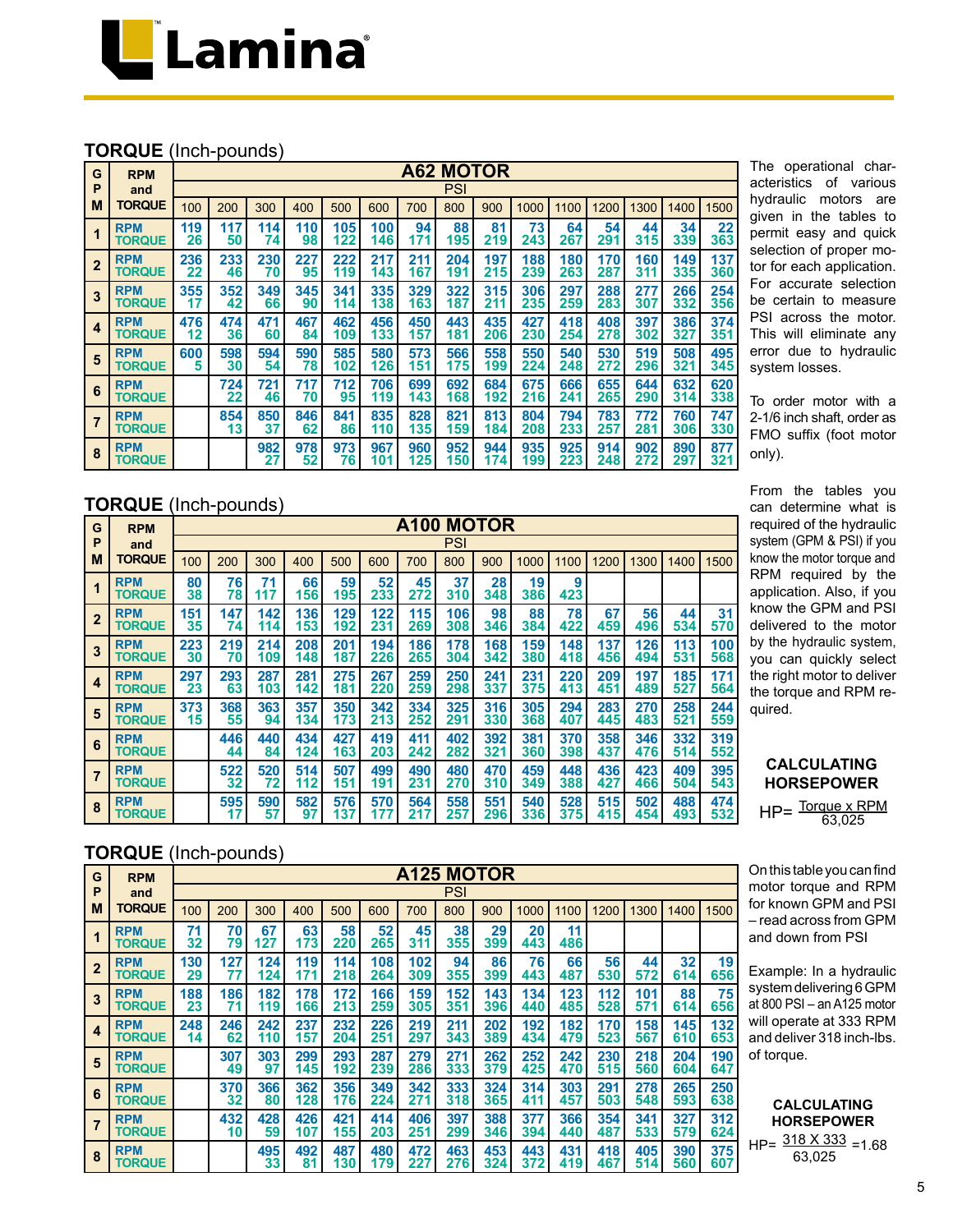# Lamina

## TORQUE (Inch-pounds)

| GPM | RPM and TORQUE | A62 MOTOR | | | | | | | | | | | | | | |
|---|---|---|---|---|---|---|---|---|---|---|---|---|---|---|---|---|
| | | PSI | | | | | | | | | | | | | | |
| | | 100 | 200 | 300 | 400 | 500 | 600 | 700 | 800 | 900 | 1000 | 1100 | 1200 | 1300 | 1400 | 1500 |
| 1 | RPM | 119 | 117 | 114 | 110 | 105 | 100 | 94 | 88 | 81 | 73 | 64 | 54 | 44 | 34 | 22 |
| | TORQUE | 26 | 50 | 74 | 98 | 122 | 146 | 171 | 195 | 219 | 243 | 267 | 291 | 315 | 339 | 363 |
| 2 | RPM | 236 | 233 | 230 | 227 | 222 | 217 | 211 | 204 | 197 | 188 | 180 | 170 | 160 | 149 | 137 |
| | TORQUE | 22 | 46 | 70 | 95 | 119 | 143 | 167 | 191 | 215 | 239 | 263 | 287 | 311 | 335 | 360 |
| 3 | RPM | 355 | 352 | 349 | 345 | 341 | 335 | 329 | 322 | 315 | 306 | 297 | 288 | 277 | 266 | 254 |
| | TORQUE | 17 | 42 | 66 | 90 | 114 | 138 | 163 | 187 | 211 | 235 | 259 | 283 | 307 | 332 | 356 |
| 4 | RPM | 476 | 474 | 471 | 467 | 462 | 456 | 450 | 443 | 435 | 427 | 418 | 408 | 397 | 386 | 374 |
| | TORQUE | 12 | 36 | 60 | 84 | 109 | 133 | 157 | 181 | 206 | 230 | 254 | 278 | 302 | 327 | 351 |
| 5 | RPM | 600 | 598 | 594 | 590 | 585 | 580 | 573 | 566 | 558 | 550 | 540 | 530 | 519 | 508 | 495 |
| | TORQUE | 5 | 30 | 54 | 78 | 102 | 126 | 151 | 175 | 199 | 224 | 248 | 272 | 296 | 321 | 345 |
| 6 | RPM | | 724 | 721 | 717 | 712 | 706 | 699 | 692 | 684 | 675 | 666 | 655 | 644 | 632 | 620 |
| | TORQUE | | 22 | 46 | 70 | 95 | 119 | 143 | 168 | 192 | 216 | 241 | 265 | 290 | 314 | 338 |
| 7 | RPM | | 854 | 850 | 846 | 841 | 835 | 828 | 821 | 813 | 804 | 794 | 783 | 772 | 760 | 747 |
| | TORQUE | | 13 | 37 | 62 | 86 | 110 | 135 | 159 | 184 | 208 | 233 | 257 | 281 | 306 | 330 |
| 8 | RPM | | | 982 | 978 | 973 | 967 | 960 | 952 | 944 | 935 | 925 | 914 | 902 | 890 | 877 |
| | TORQUE | | | 27 | 52 | 76 | 101 | 125 | 150 | 174 | 199 | 223 | 248 | 272 | 297 | 321 |

## TORQUE (Inch-pounds)

| GPM | RPM and TORQUE | A100 MOTOR | | | | | | | | | | | | | | |
|---|---|---|---|---|---|---|---|---|---|---|---|---|---|---|---|---|
| | | PSI | | | | | | | | | | | | | | |
| | | 100 | 200 | 300 | 400 | 500 | 600 | 700 | 800 | 900 | 1000 | 1100 | 1200 | 1300 | 1400 | 1500 |
| 1 | RPM | 80 | 76 | 71 | 66 | 59 | 52 | 45 | 37 | 28 | 19 | 9 | | | | |
| | TORQUE | 38 | 78 | 117 | 156 | 195 | 233 | 272 | 310 | 348 | 386 | 423 | | | | |
| 2 | RPM | 151 | 147 | 142 | 136 | 129 | 122 | 115 | 106 | 98 | 88 | 78 | 67 | 56 | 44 | 31 |
| | TORQUE | 35 | 74 | 114 | 153 | 192 | 231 | 269 | 308 | 346 | 384 | 422 | 459 | 496 | 534 | 570 |
| 3 | RPM | 223 | 219 | 214 | 208 | 201 | 194 | 186 | 178 | 168 | 159 | 148 | 137 | 126 | 113 | 100 |
| | TORQUE | 30 | 70 | 109 | 148 | 187 | 226 | 265 | 304 | 342 | 380 | 418 | 456 | 494 | 531 | 568 |
| 4 | RPM | 297 | 293 | 287 | 281 | 275 | 267 | 259 | 250 | 241 | 231 | 220 | 209 | 197 | 185 | 171 |
| | TORQUE | 23 | 63 | 103 | 142 | 181 | 220 | 259 | 298 | 337 | 375 | 413 | 451 | 489 | 527 | 564 |
| 5 | RPM | 373 | 368 | 363 | 357 | 350 | 342 | 334 | 325 | 316 | 305 | 294 | 283 | 270 | 258 | 244 |
| | TORQUE | 15 | 55 | 94 | 134 | 173 | 213 | 252 | 291 | 330 | 368 | 407 | 445 | 483 | 521 | 559 |
| 6 | RPM | | 446 | 440 | 434 | 427 | 419 | 411 | 402 | 392 | 381 | 370 | 358 | 346 | 332 | 319 |
| | TORQUE | | 44 | 84 | 124 | 163 | 203 | 242 | 282 | 321 | 360 | 398 | 437 | 476 | 514 | 552 |
| 7 | RPM | | 522 | 520 | 514 | 507 | 499 | 490 | 480 | 470 | 459 | 448 | 436 | 423 | 409 | 395 |
| | TORQUE | | 32 | 72 | 112 | 151 | 191 | 231 | 270 | 310 | 349 | 388 | 427 | 466 | 504 | 543 |
| 8 | RPM | | 595 | 590 | 582 | 576 | 570 | 564 | 558 | 551 | 540 | 528 | 515 | 502 | 488 | 474 |
| | TORQUE | | 17 | 57 | 97 | 137 | 177 | 217 | 257 | 296 | 336 | 375 | 415 | 454 | 493 | 532 |

## TORQUE (Inch-pounds)

| GPM | RPM and TORQUE | A125 MOTOR | | | | | | | | | | | | | | |
|---|---|---|---|---|---|---|---|---|---|---|---|---|---|---|---|---|
| | | PSI | | | | | | | | | | | | | | |
| | | 100 | 200 | 300 | 400 | 500 | 600 | 700 | 800 | 900 | 1000 | 1100 | 1200 | 1300 | 1400 | 1500 |
| 1 | RPM | 71 | 70 | 67 | 63 | 58 | 52 | 45 | 38 | 29 | 20 | 11 | | | | |
| | TORQUE | 32 | 79 | 127 | 173 | 220 | 265 | 311 | 355 | 399 | 443 | 486 | | | | |
| 2 | RPM | 130 | 127 | 124 | 119 | 114 | 108 | 102 | 94 | 86 | 76 | 66 | 56 | 44 | 32 | 19 |
| | TORQUE | 29 | 77 | 124 | 171 | 218 | 264 | 309 | 355 | 399 | 443 | 487 | 530 | 572 | 614 | 656 |
| 3 | RPM | 188 | 186 | 182 | 178 | 172 | 166 | 159 | 152 | 143 | 134 | 123 | 112 | 101 | 88 | 75 |
| | TORQUE | 23 | 71 | 119 | 166 | 213 | 259 | 305 | 351 | 396 | 440 | 485 | 528 | 571 | 614 | 656 |
| 4 | RPM | 248 | 246 | 242 | 237 | 232 | 226 | 219 | 211 | 202 | 192 | 182 | 170 | 158 | 145 | 132 |
| | TORQUE | 14 | 62 | 110 | 157 | 204 | 251 | 297 | 343 | 389 | 434 | 479 | 523 | 567 | 610 | 653 |
| 5 | RPM | | 307 | 303 | 299 | 293 | 287 | 279 | 271 | 262 | 252 | 242 | 230 | 218 | 204 | 190 |
| | TORQUE | | 49 | 97 | 145 | 192 | 239 | 286 | 333 | 379 | 425 | 470 | 515 | 560 | 604 | 647 |
| 6 | RPM | | 370 | 366 | 362 | 356 | 349 | 342 | 333 | 324 | 314 | 303 | 291 | 278 | 265 | 250 |
| | TORQUE | | 32 | 80 | 128 | 176 | 224 | 271 | 318 | 365 | 411 | 457 | 503 | 548 | 593 | 638 |
| 7 | RPM | | 432 | 428 | 426 | 421 | 414 | 406 | 397 | 388 | 377 | 366 | 354 | 341 | 327 | 312 |
| | TORQUE | | 10 | 59 | 107 | 155 | 203 | 251 | 299 | 346 | 394 | 440 | 487 | 533 | 579 | 624 |
| 8 | RPM | | | 495 | 492 | 487 | 480 | 472 | 463 | 453 | 443 | 431 | 418 | 405 | 390 | 375 |
| | TORQUE | | | 33 | 81 | 130 | 179 | 227 | 276 | 324 | 372 | 419 | 467 | 514 | 560 | 607 |

The operational characteristics of various hydraulic motors are given in the tables to permit easy and quick selection of proper motor for each application. For accurate selection be certain to measure PSI across the motor. This will eliminate any error due to hydraulic system losses.

To order motor with a 2-1/6 inch shaft, order as FMO suffix (foot motor only).

From the tables you can determine what is required of the hydraulic system (GPM & PSI) if you know the motor torque and RPM required by the application. Also, if you know the GPM and PSI delivered to the motor by the hydraulic system, you can quickly select the right motor to deliver the torque and RPM required.

### CALCULATING HORSEPOWER

$$HP = \frac{\text{Torque} \times \text{RPM}}{63{,}025}$$

On this table you can find motor torque and RPM for known GPM and PSI – read across from GPM and down from PSI

Example: In a hydraulic system delivering 6 GPM at 800 PSI – an A125 motor will operate at 333 RPM and deliver 318 inch-lbs. of torque.

### CALCULATING HORSEPOWER

$$HP = \frac{318 \times 333}{63{,}025} = 1.68$$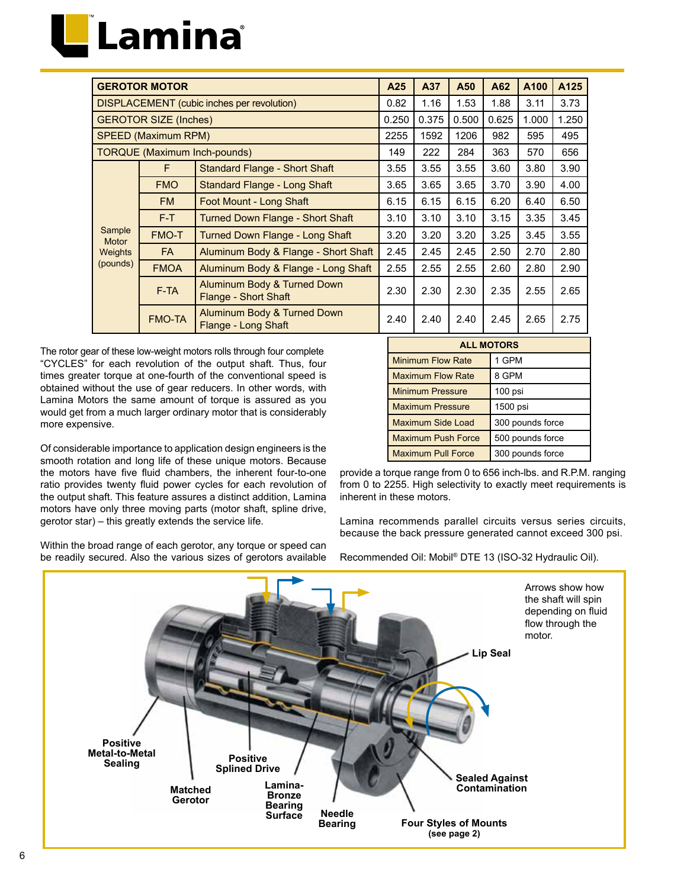# Lamina

| GEROTOR MOTOR | | | A25 | A37 | A50 | A62 | A100 | A125 |
|---|---|---|---|---|---|---|---|---|
| DISPLACEMENT (cubic inches per revolution) | | | 0.82 | 1.16 | 1.53 | 1.88 | 3.11 | 3.73 |
| GEROTOR SIZE (Inches) | | | 0.250 | 0.375 | 0.500 | 0.625 | 1.000 | 1.250 |
| SPEED (Maximum RPM) | | | 2255 | 1592 | 1206 | 982 | 595 | 495 |
| TORQUE (Maximum Inch-pounds) | | | 149 | 222 | 284 | 363 | 570 | 656 |
| Sample Motor Weights (pounds) | F | Standard Flange - Short Shaft | 3.55 | 3.55 | 3.55 | 3.60 | 3.80 | 3.90 |
| | FMO | Standard Flange - Long Shaft | 3.65 | 3.65 | 3.65 | 3.70 | 3.90 | 4.00 |
| | FM | Foot Mount - Long Shaft | 6.15 | 6.15 | 6.15 | 6.20 | 6.40 | 6.50 |
| | F-T | Turned Down Flange - Short Shaft | 3.10 | 3.10 | 3.10 | 3.15 | 3.35 | 3.45 |
| | FMO-T | Turned Down Flange - Long Shaft | 3.20 | 3.20 | 3.20 | 3.25 | 3.45 | 3.55 |
| | FA | Aluminum Body & Flange - Short Shaft | 2.45 | 2.45 | 2.45 | 2.50 | 2.70 | 2.80 |
| | FMOA | Aluminum Body & Flange - Long Shaft | 2.55 | 2.55 | 2.55 | 2.60 | 2.80 | 2.90 |
| | F-TA | Aluminum Body & Turned Down Flange - Short Shaft | 2.30 | 2.30 | 2.30 | 2.35 | 2.55 | 2.65 |
| | FMO-TA | Aluminum Body & Turned Down Flange - Long Shaft | 2.40 | 2.40 | 2.40 | 2.45 | 2.65 | 2.75 |

The rotor gear of these low-weight motors rolls through four complete "CYCLES" for each revolution of the output shaft. Thus, four times greater torque at one-fourth of the conventional speed is obtained without the use of gear reducers. In other words, with Lamina Motors the same amount of torque is assured as you would get from a much larger ordinary motor that is considerably more expensive.

Of considerable importance to application design engineers is the smooth rotation and long life of these unique motors. Because the motors have five fluid chambers, the inherent four-to-one ratio provides twenty fluid power cycles for each revolution of the output shaft. This feature assures a distinct addition, Lamina motors have only three moving parts (motor shaft, spline drive, gerotor star) – this greatly extends the service life.

Within the broad range of each gerotor, any torque or speed can be readily secured. Also the various sizes of gerotors available provide a torque range from 0 to 656 inch-lbs. and R.P.M. ranging from 0 to 2255. High selectivity to exactly meet requirements is inherent in these motors.

| ALL MOTORS | |
|---|---|
| Minimum Flow Rate | 1 GPM |
| Maximum Flow Rate | 8 GPM |
| Minimum Pressure | 100 psi |
| Maximum Pressure | 1500 psi |
| Maximum Side Load | 300 pounds force |
| Maximum Push Force | 500 pounds force |
| Maximum Pull Force | 300 pounds force |

Lamina recommends parallel circuits versus series circuits, because the back pressure generated cannot exceed 300 psi.

Recommended Oil: Mobil® DTE 13 (ISO-32 Hydraulic Oil).

Arrows show how the shaft will spin depending on fluid flow through the motor.

Lip Seal

Positive Metal-to-Metal Sealing

Positive Splined Drive

Matched Gerotor

Lamina-Bronze Bearing Surface

Needle Bearing

Sealed Against Contamination

Four Styles of Mounts (see page 2)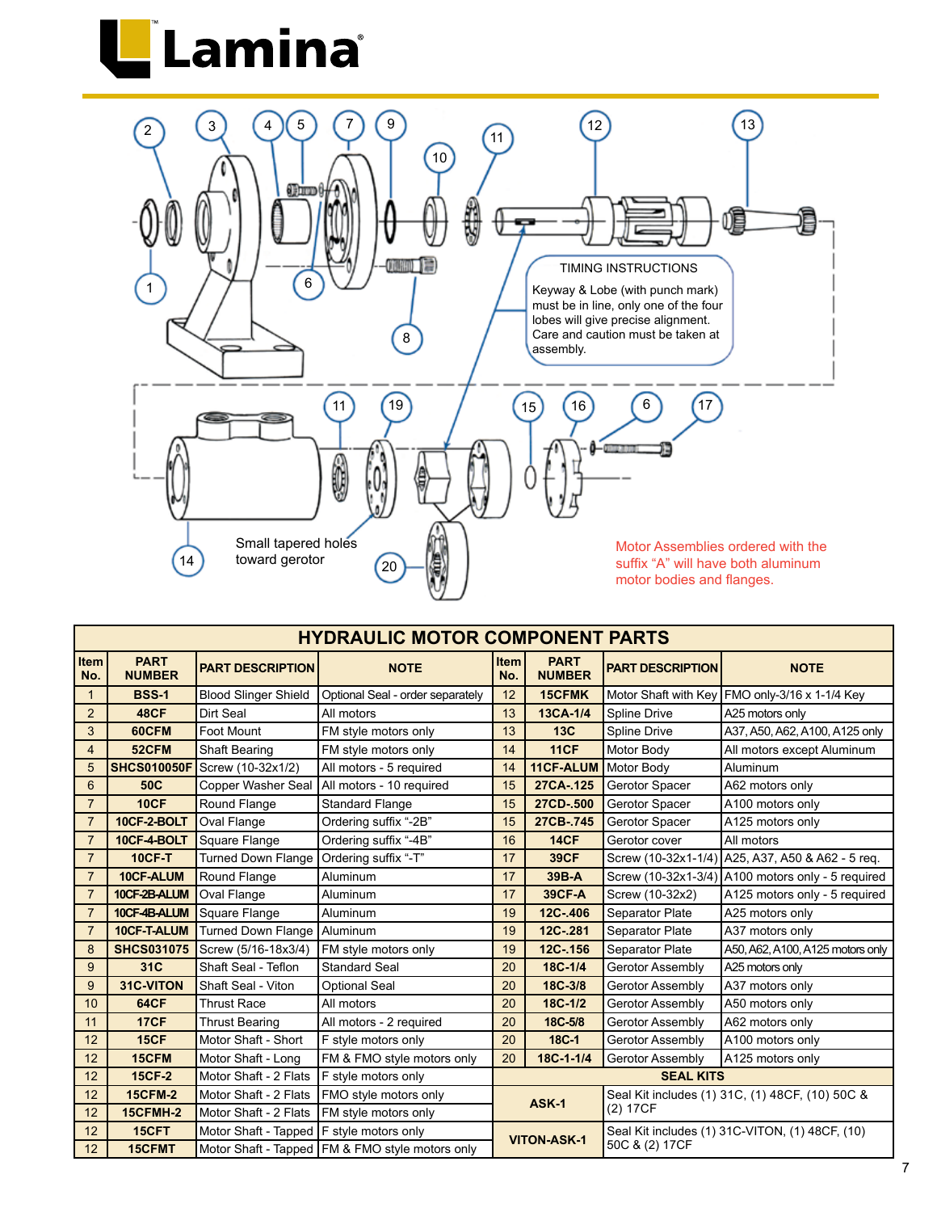# Lamina

TIMING INSTRUCTIONS

Keyway & Lobe (with punch mark) must be in line, only one of the four lobes will give precise alignment. Care and caution must be taken at assembly.

Small tapered holes toward gerotor

Motor Assemblies ordered with the suffix "A" will have both aluminum motor bodies and flanges.

## HYDRAULIC MOTOR COMPONENT PARTS

| Item No. | PART NUMBER | PART DESCRIPTION | NOTE | Item No. | PART NUMBER | PART DESCRIPTION | NOTE |
|---|---|---|---|---|---|---|---|
| 1 | BSS-1 | Blood Slinger Shield | Optional Seal - order separately | 12 | 15CFMK | Motor Shaft with Key | FMO only-3/16 x 1-1/4 Key |
| 2 | 48CF | Dirt Seal | All motors | 13 | 13CA-1/4 | Spline Drive | A25 motors only |
| 3 | 60CFM | Foot Mount | FM style motors only | 13 | 13C | Spline Drive | A37, A50, A62, A100, A125 only |
| 4 | 52CFM | Shaft Bearing | FM style motors only | 14 | 11CF | Motor Body | All motors except Aluminum |
| 5 | SHCS010050F | Screw (10-32x1/2) | All motors - 5 required | 14 | 11CF-ALUM | Motor Body | Aluminum |
| 6 | 50C | Copper Washer Seal | All motors - 10 required | 15 | 27CA-.125 | Gerotor Spacer | A62 motors only |
| 7 | 10CF | Round Flange | Standard Flange | 15 | 27CD-.500 | Gerotor Spacer | A100 motors only |
| 7 | 10CF-2-BOLT | Oval Flange | Ordering suffix "-2B" | 15 | 27CB-.745 | Gerotor Spacer | A125 motors only |
| 7 | 10CF-4-BOLT | Square Flange | Ordering suffix "-4B" | 16 | 14CF | Gerotor cover | All motors |
| 7 | 10CF-T | Turned Down Flange | Ordering suffix "-T" | 17 | 39CF | Screw (10-32x1-1/4) | A25, A37, A50 & A62 - 5 req. |
| 7 | 10CF-ALUM | Round Flange | Aluminum | 17 | 39B-A | Screw (10-32x1-3/4) | A100 motors only - 5 required |
| 7 | 10CF-2B-ALUM | Oval Flange | Aluminum | 17 | 39CF-A | Screw (10-32x2) | A125 motors only - 5 required |
| 7 | 10CF-4B-ALUM | Square Flange | Aluminum | 19 | 12C-.406 | Separator Plate | A25 motors only |
| 7 | 10CF-T-ALUM | Turned Down Flange | Aluminum | 19 | 12C-.281 | Separator Plate | A37 motors only |
| 8 | SHCS031075 | Screw (5/16-18x3/4) | FM style motors only | 19 | 12C-.156 | Separator Plate | A50, A62, A100, A125 motors only |
| 9 | 31C | Shaft Seal - Teflon | Standard Seal | 20 | 18C-1/4 | Gerotor Assembly | A25 motors only |
| 9 | 31C-VITON | Shaft Seal - Viton | Optional Seal | 20 | 18C-3/8 | Gerotor Assembly | A37 motors only |
| 10 | 64CF | Thrust Race | All motors | 20 | 18C-1/2 | Gerotor Assembly | A50 motors only |
| 11 | 17CF | Thrust Bearing | All motors - 2 required | 20 | 18C-5/8 | Gerotor Assembly | A62 motors only |
| 12 | 15CF | Motor Shaft - Short | F style motors only | 20 | 18C-1 | Gerotor Assembly | A100 motors only |
| 12 | 15CFM | Motor Shaft - Long | FM & FMO style motors only | 20 | 18C-1-1/4 | Gerotor Assembly | A125 motors only |
| 12 | 15CF-2 | Motor Shaft - 2 Flats | F style motors only | | **SEAL KITS** | | |
| 12 | 15CFM-2 | Motor Shaft - 2 Flats | FMO style motors only | | ASK-1 | Seal Kit includes (1) 31C, (1) 48CF, (10) 50C & (2) 17CF | |
| 12 | 15CFMH-2 | Motor Shaft - 2 Flats | FM style motors only | | | | |
| 12 | 15CFT | Motor Shaft - Tapped | F style motors only | | VITON-ASK-1 | Seal Kit includes (1) 31C-VITON, (1) 48CF, (10) 50C & (2) 17CF | |
| 12 | 15CFMT | Motor Shaft - Tapped | FM & FMO style motors only | | | | |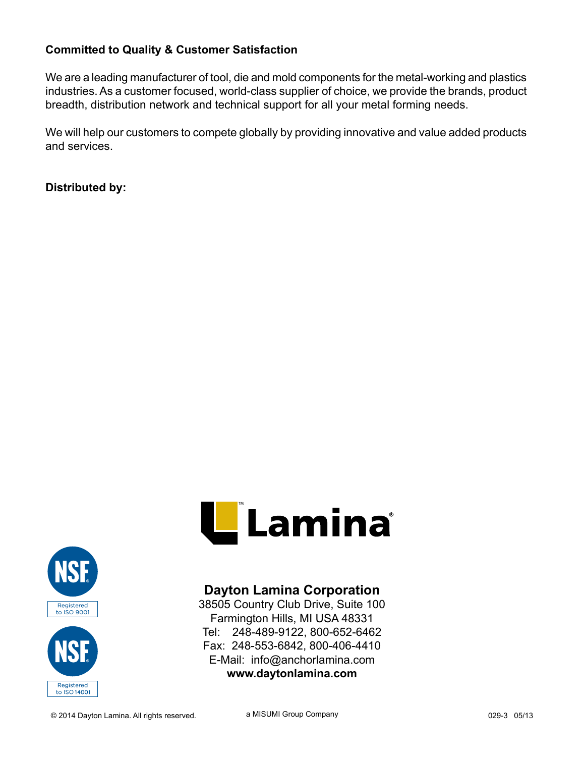**Committed to Quality & Customer Satisfaction**

We are a leading manufacturer of tool, die and mold components for the metal-working and plastics industries. As a customer focused, world-class supplier of choice, we provide the brands, product breadth, distribution network and technical support for all your metal forming needs.

We will help our customers to compete globally by providing innovative and value added products and services.

**Distributed by:**

Lamina®

NSF Registered to ISO 9001

NSF Registered to ISO 14001

**Dayton Lamina Corporation**
38505 Country Club Drive, Suite 100
Farmington Hills, MI USA 48331
Tel: 248-489-9122, 800-652-6462
Fax: 248-553-6842, 800-406-4410
E-Mail: info@anchorlamina.com
**www.daytonlamina.com**

© 2014 Dayton Lamina. All rights reserved. a MISUMI Group Company 029-3 05/13